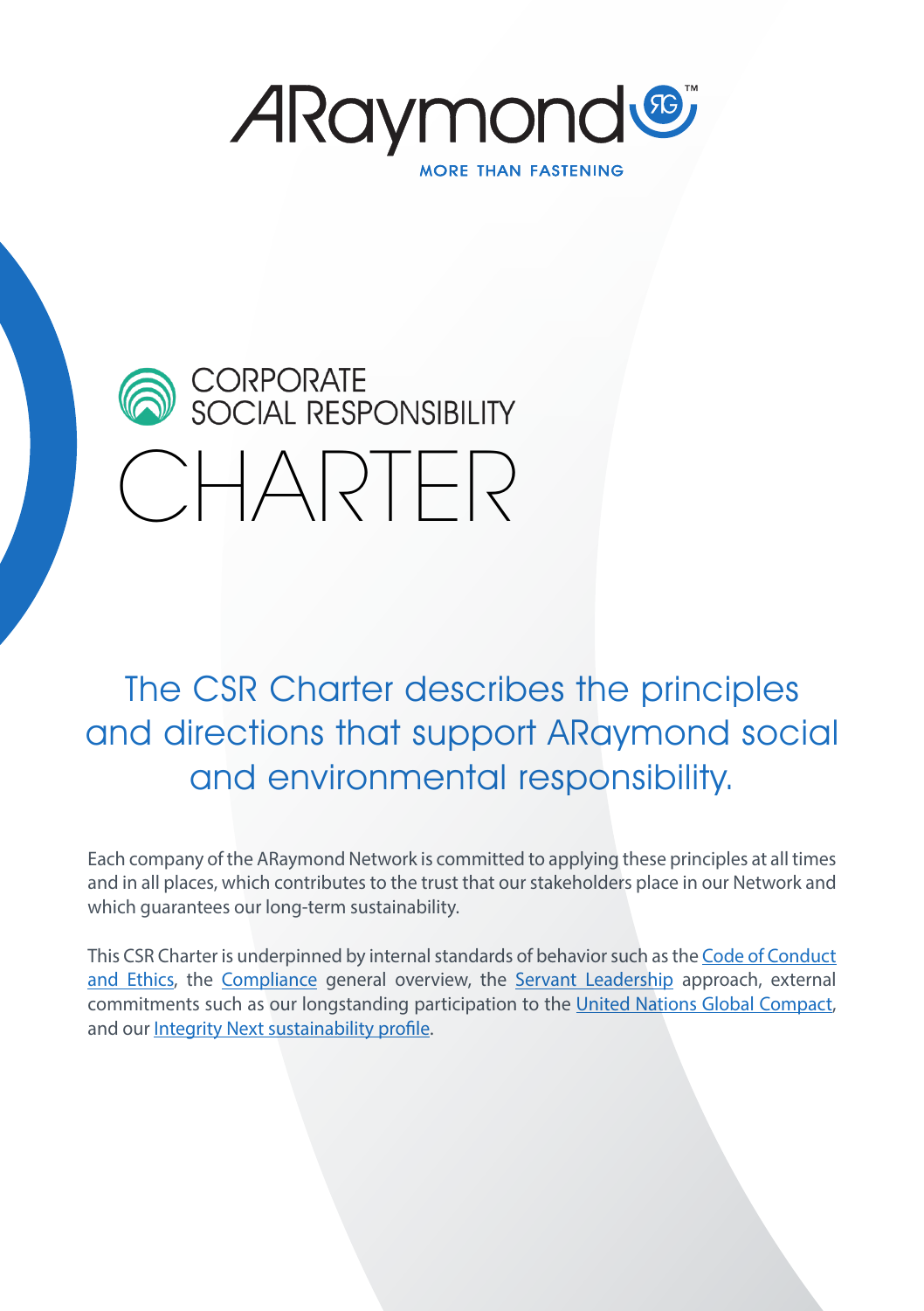ARaymond

MORE THAN FASTENING

# CORPORATE SOCIAL RESPONSIBILITY CHARTER

## The CSR Charter describes the principles and directions that support ARaymond social and environmental responsibility.

Each company of the ARaymond Network is committed to applying these principles at all times and in all places, which contributes to the trust that our stakeholders place in our Network and which guarantees our long-term sustainability.

This CSR Charter is underpinned by internal standards of behavior such as the Code of Conduct and Ethics, the Compliance general overview, the Servant Leadership approach, external commitments such as our longstanding participation to the United Nations Global Compact, and our Integrity Next sustainability profile.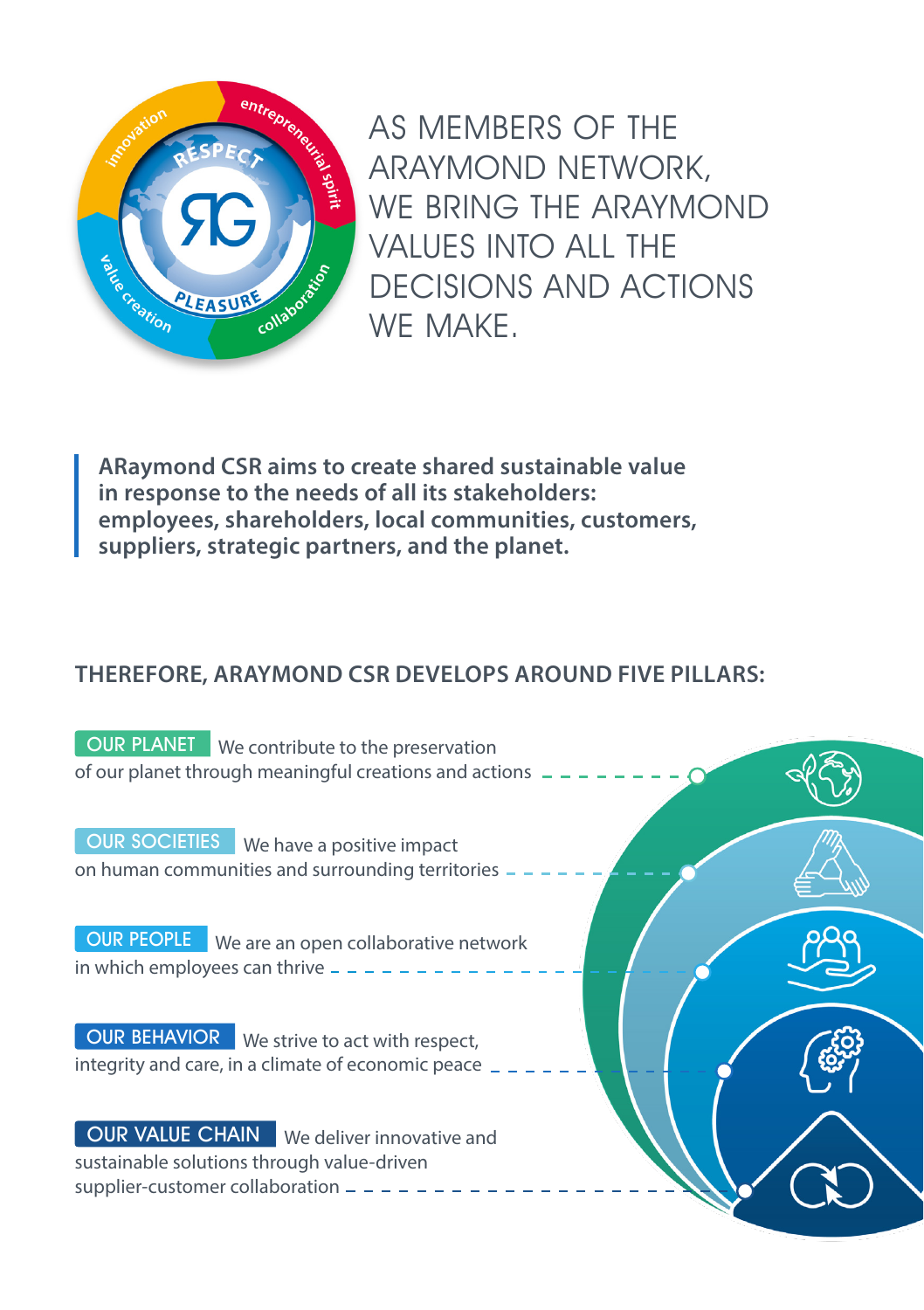AS MEMBERS OF THE ARAYMOND NETWORK, WE BRING THE ARAYMOND VALUES INTO ALL THE DECISIONS AND ACTIONS WE MAKE.

**ARaymond CSR aims to create shared sustainable value in response to the needs of all its stakeholders: employees, shareholders, local communities, customers, suppliers, strategic partners, and the planet.**

## THEREFORE, ARAYMOND CSR DEVELOPS AROUND FIVE PILLARS:

**OUR PLANET** We contribute to the preservation of our planet through meaningful creations and actions

**OUR SOCIETIES** We have a positive impact on human communities and surrounding territories

**OUR PEOPLE** We are an open collaborative network in which employees can thrive

**OUR BEHAVIOR** We strive to act with respect, integrity and care, in a climate of economic peace

**OUR VALUE CHAIN** We deliver innovative and sustainable solutions through value-driven supplier-customer collaboration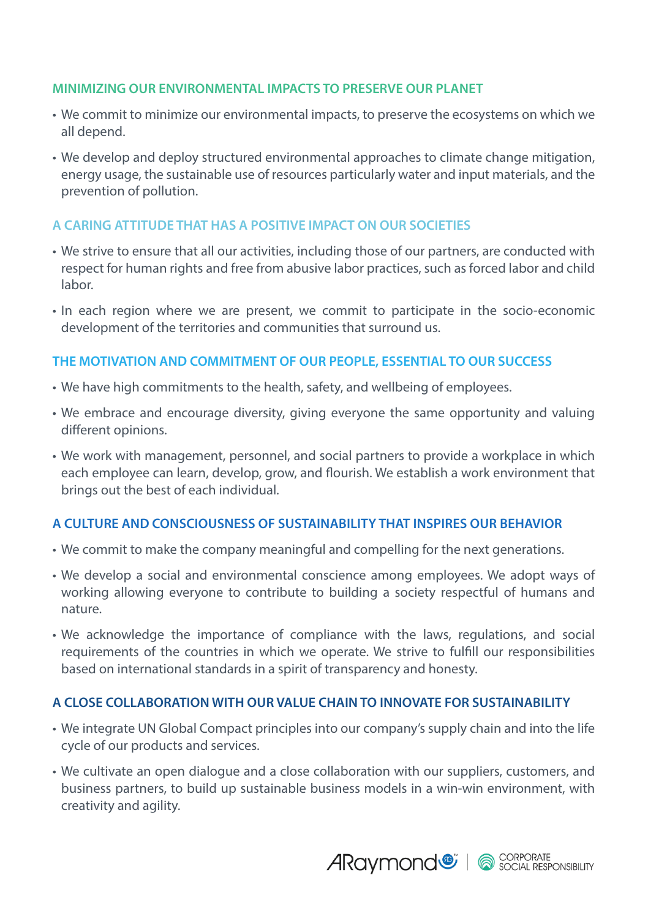### MINIMIZING OUR ENVIRONMENTAL IMPACTS TO PRESERVE OUR PLANET

- We commit to minimize our environmental impacts, to preserve the ecosystems on which we all depend.
- We develop and deploy structured environmental approaches to climate change mitigation, energy usage, the sustainable use of resources particularly water and input materials, and the prevention of pollution.

### A CARING ATTITUDE THAT HAS A POSITIVE IMPACT ON OUR SOCIETIES

- We strive to ensure that all our activities, including those of our partners, are conducted with respect for human rights and free from abusive labor practices, such as forced labor and child labor.
- In each region where we are present, we commit to participate in the socio-economic development of the territories and communities that surround us.

### THE MOTIVATION AND COMMITMENT OF OUR PEOPLE, ESSENTIAL TO OUR SUCCESS

- We have high commitments to the health, safety, and wellbeing of employees.
- We embrace and encourage diversity, giving everyone the same opportunity and valuing different opinions.
- We work with management, personnel, and social partners to provide a workplace in which each employee can learn, develop, grow, and flourish. We establish a work environment that brings out the best of each individual.

### A CULTURE AND CONSCIOUSNESS OF SUSTAINABILITY THAT INSPIRES OUR BEHAVIOR

- We commit to make the company meaningful and compelling for the next generations.
- We develop a social and environmental conscience among employees. We adopt ways of working allowing everyone to contribute to building a society respectful of humans and nature.
- We acknowledge the importance of compliance with the laws, regulations, and social requirements of the countries in which we operate. We strive to fulfill our responsibilities based on international standards in a spirit of transparency and honesty.

### A CLOSE COLLABORATION WITH OUR VALUE CHAIN TO INNOVATE FOR SUSTAINABILITY

- We integrate UN Global Compact principles into our company's supply chain and into the life cycle of our products and services.
- We cultivate an open dialogue and a close collaboration with our suppliers, customers, and business partners, to build up sustainable business models in a win-win environment, with creativity and agility.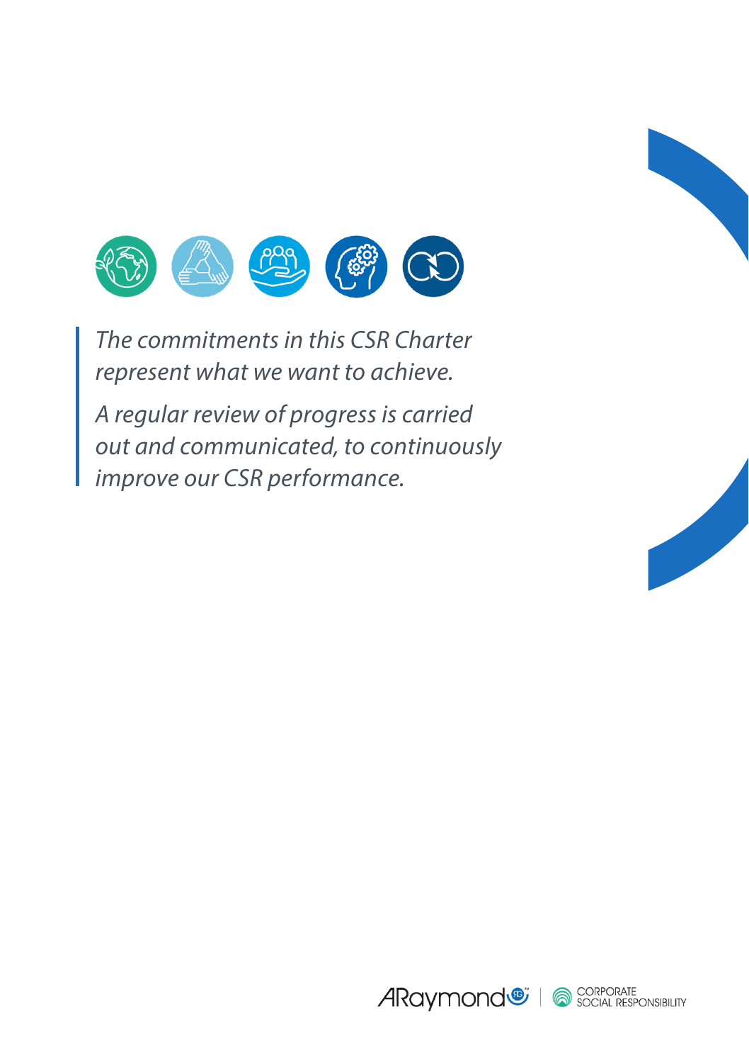*The commitments in this CSR Charter represent what we want to achieve.*

*A regular review of progress is carried out and communicated, to continuously improve our CSR performance.*

ARaymond | CORPORATE SOCIAL RESPONSIBILITY